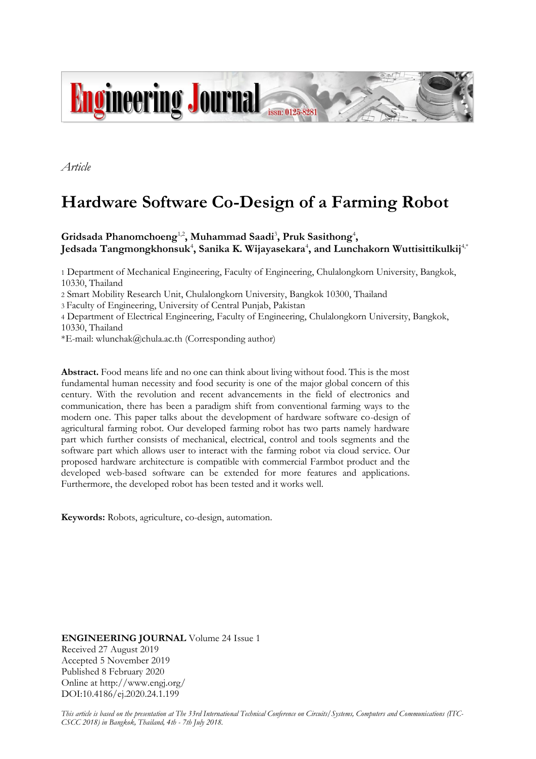*Article*

# Hardware Software Co-Design of a Farming Robot

**Gridsada Phanomchoeng[1,2], Muhammad Saadi[3], Pruk Sasithong[4], Jedsada Tangmongkhonsuk[4], Sanika K. Wijayasekara[4], and Lunchakorn Wuttisittikulkij[4,*]**

1 Department of Mechanical Engineering, Faculty of Engineering, Chulalongkorn University, Bangkok, 10330, Thailand

2 Smart Mobility Research Unit, Chulalongkorn University, Bangkok 10300, Thailand

3 Faculty of Engineering, University of Central Punjab, Pakistan

4 Department of Electrical Engineering, Faculty of Engineering, Chulalongkorn University, Bangkok, 10330, Thailand

*E-mail: wlunchak@chula.ac.th (Corresponding author)

**Abstract.** Food means life and no one can think about living without food. This is the most fundamental human necessity and food security is one of the major global concern of this century. With the revolution and recent advancements in the field of electronics and communication, there has been a paradigm shift from conventional farming ways to the modern one. This paper talks about the development of hardware software co-design of agricultural farming robot. Our developed farming robot has two parts namely hardware part which further consists of mechanical, electrical, control and tools segments and the software part which allows user to interact with the farming robot via cloud service. Our proposed hardware architecture is compatible with commercial Farmbot product and the developed web-based software can be extended for more features and applications. Furthermore, the developed robot has been tested and it works well.

**Keywords:** Robots, agriculture, co-design, automation.

**ENGINEERING JOURNAL** Volume 24 Issue 1
Received 27 August 2019
Accepted 5 November 2019
Published 8 February 2020
Online at http://www.engj.org/
DOI:10.4186/ej.2020.24.1.199

*This article is based on the presentation at The 33rd International Technical Conference on Circuits/Systems, Computers and Communications (ITC-CSCC 2018) in Bangkok, Thailand, 4th - 7th July 2018.*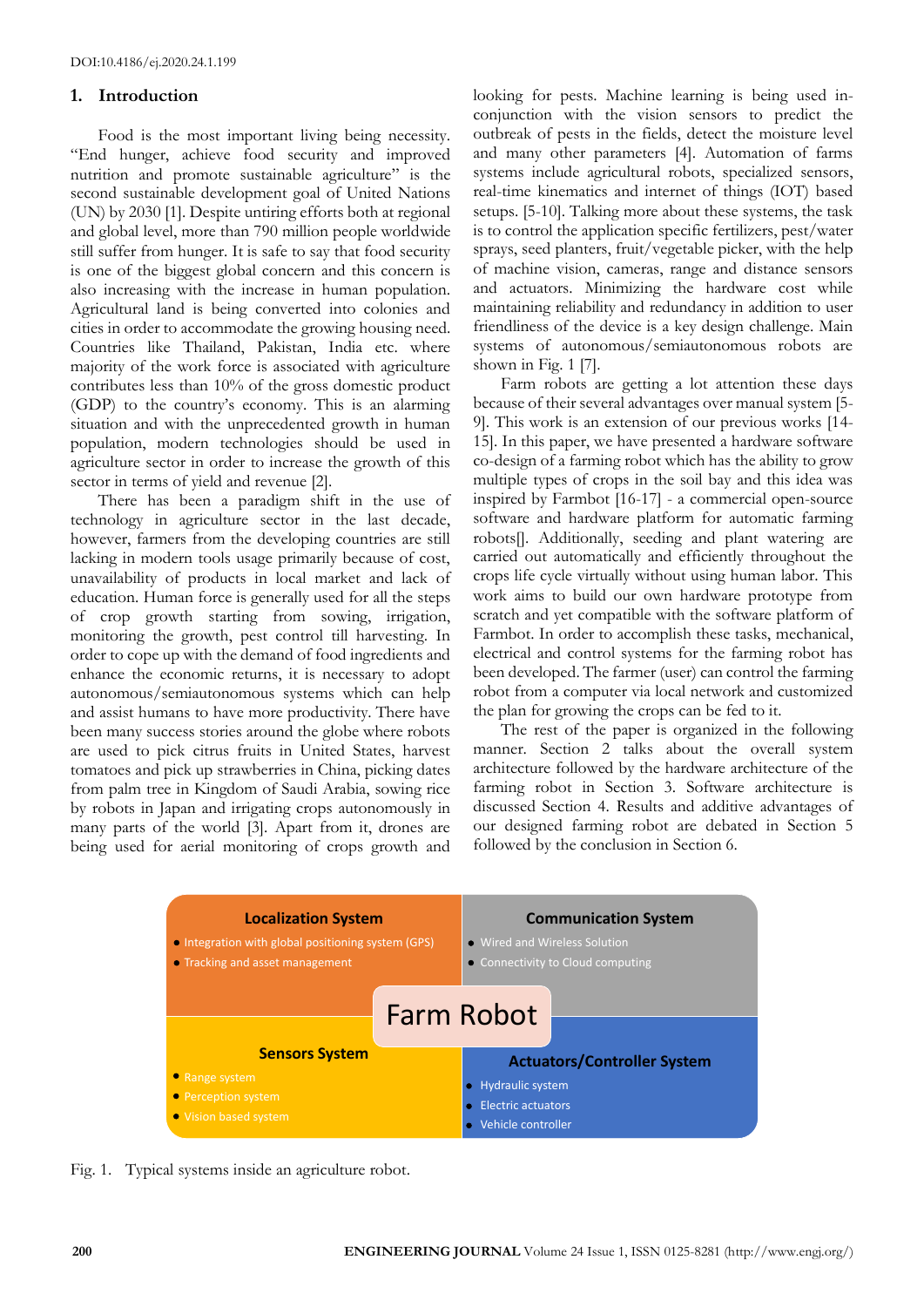DOI:10.4186/ej.2020.24.1.199

## 1. Introduction

Food is the most important living being necessity. "End hunger, achieve food security and improved nutrition and promote sustainable agriculture" is the second sustainable development goal of United Nations (UN) by 2030 [1]. Despite untiring efforts both at regional and global level, more than 790 million people worldwide still suffer from hunger. It is safe to say that food security is one of the biggest global concern and this concern is also increasing with the increase in human population. Agricultural land is being converted into colonies and cities in order to accommodate the growing housing need. Countries like Thailand, Pakistan, India etc. where majority of the work force is associated with agriculture contributes less than 10% of the gross domestic product (GDP) to the country's economy. This is an alarming situation and with the unprecedented growth in human population, modern technologies should be used in agriculture sector in order to increase the growth of this sector in terms of yield and revenue [2].

There has been a paradigm shift in the use of technology in agriculture sector in the last decade, however, farmers from the developing countries are still lacking in modern tools usage primarily because of cost, unavailability of products in local market and lack of education. Human force is generally used for all the steps of crop growth starting from sowing, irrigation, monitoring the growth, pest control till harvesting. In order to cope up with the demand of food ingredients and enhance the economic returns, it is necessary to adopt autonomous/semiautonomous systems which can help and assist humans to have more productivity. There have been many success stories around the globe where robots are used to pick citrus fruits in United States, harvest tomatoes and pick up strawberries in China, picking dates from palm tree in Kingdom of Saudi Arabia, sowing rice by robots in Japan and irrigating crops autonomously in many parts of the world [3]. Apart from it, drones are being used for aerial monitoring of crops growth and looking for pests. Machine learning is being used in-conjunction with the vision sensors to predict the outbreak of pests in the fields, detect the moisture level and many other parameters [4]. Automation of farms systems include agricultural robots, specialized sensors, real-time kinematics and internet of things (IOT) based setups. [5-10]. Talking more about these systems, the task is to control the application specific fertilizers, pest/water sprays, seed planters, fruit/vegetable picker, with the help of machine vision, cameras, range and distance sensors and actuators. Minimizing the hardware cost while maintaining reliability and redundancy in addition to user friendliness of the device is a key design challenge. Main systems of autonomous/semiautonomous robots are shown in Fig. 1 [7].

Farm robots are getting a lot attention these days because of their several advantages over manual system [5-9]. This work is an extension of our previous works [14-15]. In this paper, we have presented a hardware software co-design of a farming robot which has the ability to grow multiple types of crops in the soil bay and this idea was inspired by Farmbot [16-17] - a commercial open-source software and hardware platform for automatic farming robots[]. Additionally, seeding and plant watering are carried out automatically and efficiently throughout the crops life cycle virtually without using human labor. This work aims to build our own hardware prototype from scratch and yet compatible with the software platform of Farmbot. In order to accomplish these tasks, mechanical, electrical and control systems for the farming robot has been developed. The farmer (user) can control the farming robot from a computer via local network and customized the plan for growing the crops can be fed to it.

The rest of the paper is organized in the following manner. Section 2 talks about the overall system architecture followed by the hardware architecture of the farming robot in Section 3. Software architecture is discussed Section 4. Results and additive advantages of our designed farming robot are debated in Section 5 followed by the conclusion in Section 6.

**Farm Robot**

**Localization System**
- Integration with global positioning system (GPS)
- Tracking and asset management

**Communication System**
- Wired and Wireless Solution
- Connectivity to Cloud computing

**Sensors System**
- Range system
- Perception system
- Vision based system

**Actuators/Controller System**
- Hydraulic system
- Electric actuators
- Vehicle controller

Fig. 1. Typical systems inside an agriculture robot.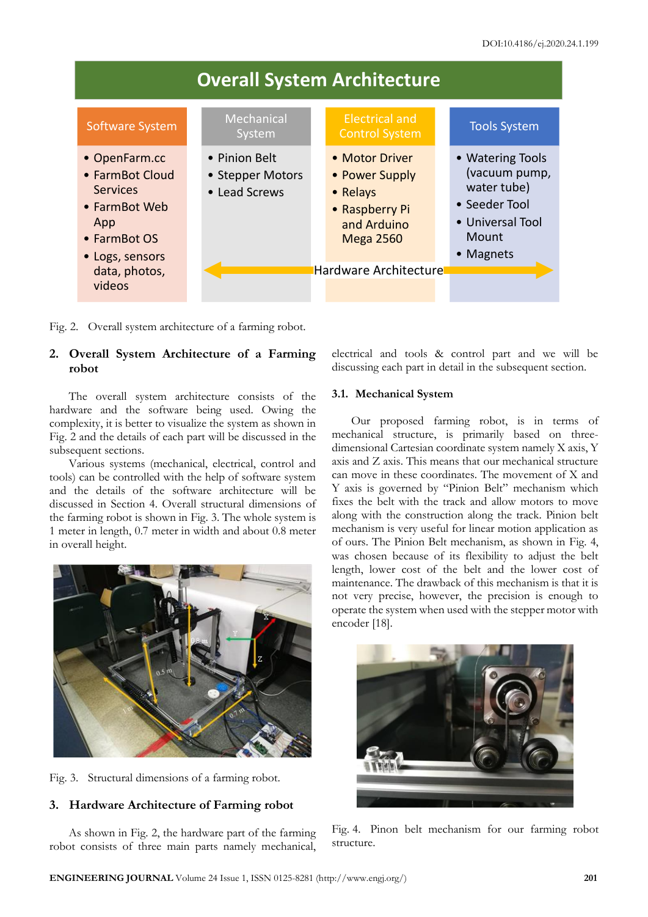Overall System Architecture

| Software System | Mechanical System | Electrical and Control System | Tools System |
|---|---|---|---|
| • OpenFarm.cc<br>• FarmBot Cloud Services<br>• FarmBot Web App<br>• FarmBot OS<br>• Logs, sensors data, photos, videos | • Pinion Belt<br>• Stepper Motors<br>• Lead Screws | • Motor Driver<br>• Power Supply<br>• Relays<br>• Raspberry Pi and Arduino Mega 2560 | • Watering Tools (vacuum pump, water tube)<br>• Seeder Tool<br>• Universal Tool Mount<br>• Magnets |

Hardware Architecture

Fig. 2. Overall system architecture of a farming robot.

## 2. Overall System Architecture of a Farming robot

The overall system architecture consists of the hardware and the software being used. Owing the complexity, it is better to visualize the system as shown in Fig. 2 and the details of each part will be discussed in the subsequent sections.

Various systems (mechanical, electrical, control and tools) can be controlled with the help of software system and the details of the software architecture will be discussed in Section 4. Overall structural dimensions of the farming robot is shown in Fig. 3. The whole system is 1 meter in length, 0.7 meter in width and about 0.8 meter in overall height.

Fig. 3. Structural dimensions of a farming robot.

## 3. Hardware Architecture of Farming robot

As shown in Fig. 2, the hardware part of the farming robot consists of three main parts namely mechanical, electrical and tools & control part and we will be discussing each part in detail in the subsequent section.

### 3.1. Mechanical System

Our proposed farming robot, is in terms of mechanical structure, is primarily based on three-dimensional Cartesian coordinate system namely X axis, Y axis and Z axis. This means that our mechanical structure can move in these coordinates. The movement of X and Y axis is governed by "Pinion Belt" mechanism which fixes the belt with the track and allow motors to move along with the construction along the track. Pinion belt mechanism is very useful for linear motion application as of ours. The Pinion Belt mechanism, as shown in Fig. 4, was chosen because of its flexibility to adjust the belt length, lower cost of the belt and the lower cost of maintenance. The drawback of this mechanism is that it is not very precise, however, the precision is enough to operate the system when used with the stepper motor with encoder [18].

Fig. 4. Pinon belt mechanism for our farming robot structure.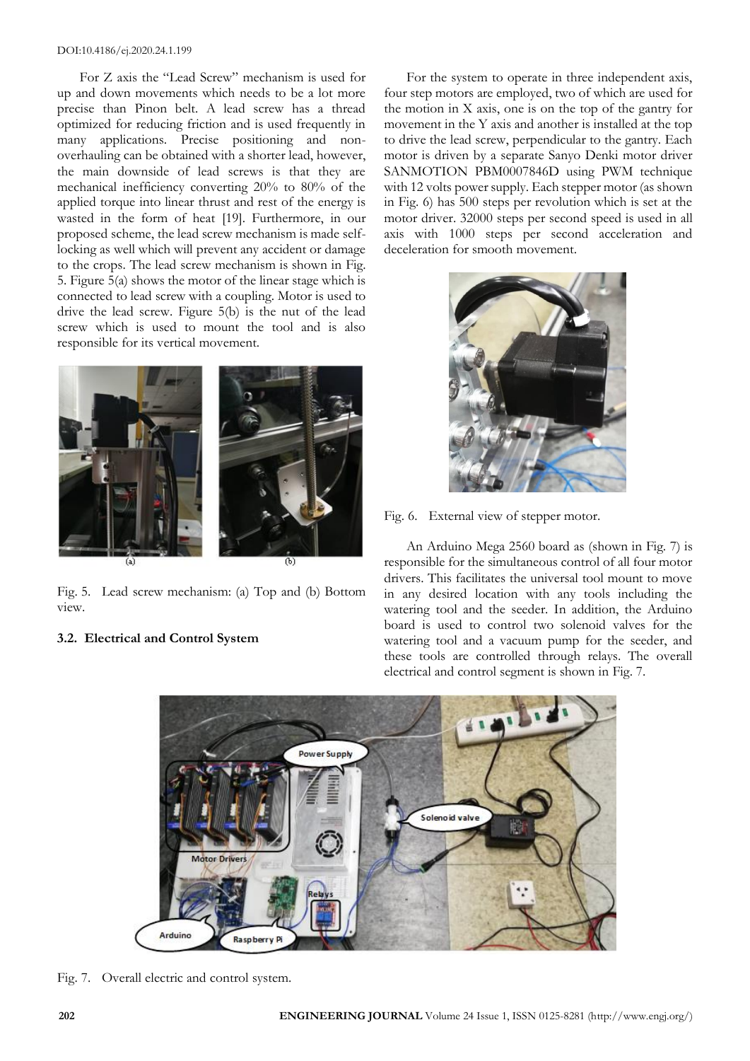For Z axis the "Lead Screw" mechanism is used for up and down movements which needs to be a lot more precise than Pinon belt. A lead screw has a thread optimized for reducing friction and is used frequently in many applications. Precise positioning and non-overhauling can be obtained with a shorter lead, however, the main downside of lead screws is that they are mechanical inefficiency converting 20% to 80% of the applied torque into linear thrust and rest of the energy is wasted in the form of heat [19]. Furthermore, in our proposed scheme, the lead screw mechanism is made self-locking as well which will prevent any accident or damage to the crops. The lead screw mechanism is shown in Fig. 5. Figure 5(a) shows the motor of the linear stage which is connected to lead screw with a coupling. Motor is used to drive the lead screw. Figure 5(b) is the nut of the lead screw which is used to mount the tool and is also responsible for its vertical movement.

Fig. 5. Lead screw mechanism: (a) Top and (b) Bottom view.

### 3.2. Electrical and Control System

For the system to operate in three independent axis, four step motors are employed, two of which are used for the motion in X axis, one is on the top of the gantry for movement in the Y axis and another is installed at the top to drive the lead screw, perpendicular to the gantry. Each motor is driven by a separate Sanyo Denki motor driver SANMOTION PBM0007846D using PWM technique with 12 volts power supply. Each stepper motor (as shown in Fig. 6) has 500 steps per revolution which is set at the motor driver. 32000 steps per second speed is used in all axis with 1000 steps per second acceleration and deceleration for smooth movement.

Fig. 6. External view of stepper motor.

An Arduino Mega 2560 board as (shown in Fig. 7) is responsible for the simultaneous control of all four motor drivers. This facilitates the universal tool mount to move in any desired location with any tools including the watering tool and the seeder. In addition, the Arduino board is used to control two solenoid valves for the watering tool and a vacuum pump for the seeder, and these tools are controlled through relays. The overall electrical and control segment is shown in Fig. 7.

Fig. 7. Overall electric and control system.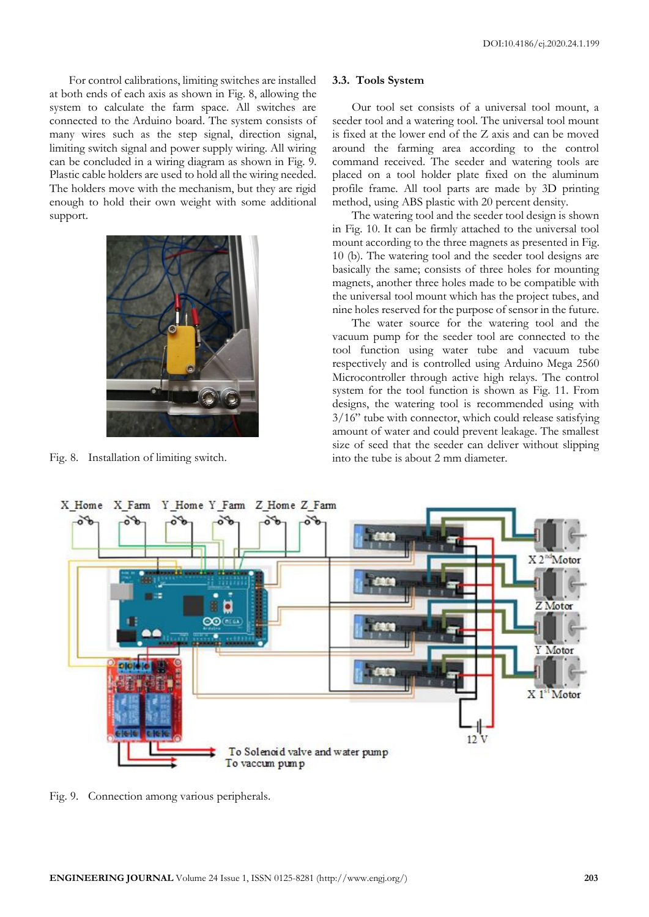For control calibrations, limiting switches are installed at both ends of each axis as shown in Fig. 8, allowing the system to calculate the farm space. All switches are connected to the Arduino board. The system consists of many wires such as the step signal, direction signal, limiting switch signal and power supply wiring. All wiring can be concluded in a wiring diagram as shown in Fig. 9. Plastic cable holders are used to hold all the wiring needed. The holders move with the mechanism, but they are rigid enough to hold their own weight with some additional support.

Fig. 8. Installation of limiting switch.

### 3.3. Tools System

Our tool set consists of a universal tool mount, a seeder tool and a watering tool. The universal tool mount is fixed at the lower end of the Z axis and can be moved around the farming area according to the control command received. The seeder and watering tools are placed on a tool holder plate fixed on the aluminum profile frame. All tool parts are made by 3D printing method, using ABS plastic with 20 percent density.

The watering tool and the seeder tool design is shown in Fig. 10. It can be firmly attached to the universal tool mount according to the three magnets as presented in Fig. 10 (b). The watering tool and the seeder tool designs are basically the same; consists of three holes for mounting magnets, another three holes made to be compatible with the universal tool mount which has the project tubes, and nine holes reserved for the purpose of sensor in the future.

The water source for the watering tool and the vacuum pump for the seeder tool are connected to the tool function using water tube and vacuum tube respectively and is controlled using Arduino Mega 2560 Microcontroller through active high relays. The control system for the tool function is shown as Fig. 11. From designs, the watering tool is recommended using with 3/16" tube with connector, which could release satisfying amount of water and could prevent leakage. The smallest size of seed that the seeder can deliver without slipping into the tube is about 2 mm diameter.

Fig. 9. Connection among various peripherals.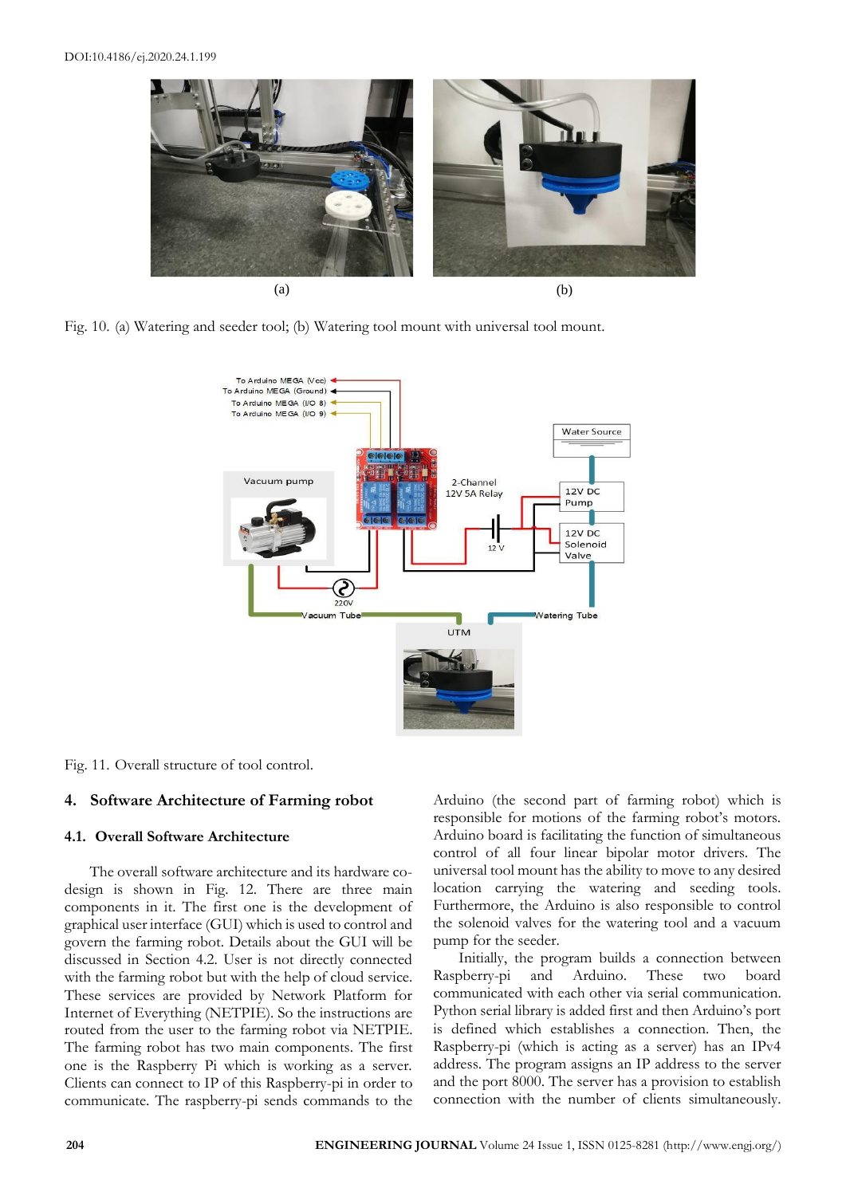Fig. 10. (a) Watering and seeder tool; (b) Watering tool mount with universal tool mount.

Fig. 11. Overall structure of tool control.

## 4. Software Architecture of Farming robot

### 4.1. Overall Software Architecture

The overall software architecture and its hardware co-design is shown in Fig. 12. There are three main components in it. The first one is the development of graphical user interface (GUI) which is used to control and govern the farming robot. Details about the GUI will be discussed in Section 4.2. User is not directly connected with the farming robot but with the help of cloud service. These services are provided by Network Platform for Internet of Everything (NETPIE). So the instructions are routed from the user to the farming robot via NETPIE. The farming robot has two main components. The first one is the Raspberry Pi which is working as a server. Clients can connect to IP of this Raspberry-pi in order to communicate. The raspberry-pi sends commands to the Arduino (the second part of farming robot) which is responsible for motions of the farming robot's motors. Arduino board is facilitating the function of simultaneous control of all four linear bipolar motor drivers. The universal tool mount has the ability to move to any desired location carrying the watering and seeding tools. Furthermore, the Arduino is also responsible to control the solenoid valves for the watering tool and a vacuum pump for the seeder.

Initially, the program builds a connection between Raspberry-pi and Arduino. These two board communicated with each other via serial communication. Python serial library is added first and then Arduino's port is defined which establishes a connection. Then, the Raspberry-pi (which is acting as a server) has an IPv4 address. The program assigns an IP address to the server and the port 8000. The server has a provision to establish connection with the number of clients simultaneously.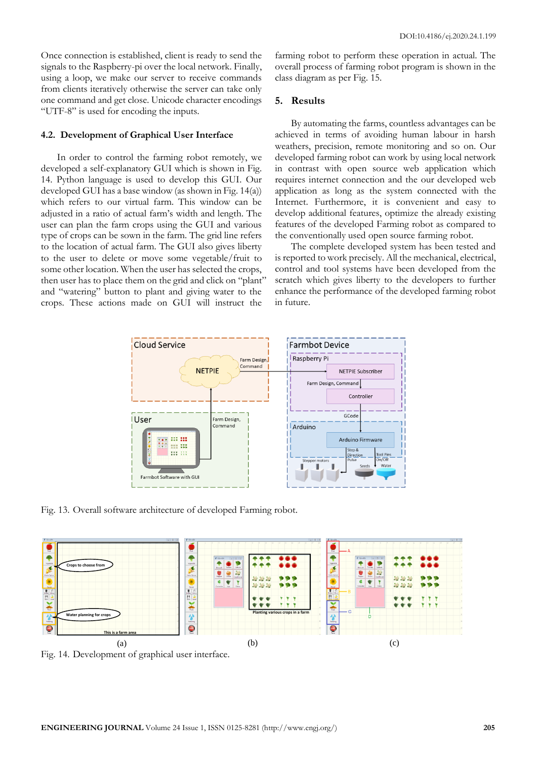Once connection is established, client is ready to send the signals to the Raspberry-pi over the local network. Finally, using a loop, we make our server to receive commands from clients iteratively otherwise the server can take only one command and get close. Unicode character encodings "UTF-8" is used for encoding the inputs.

### 4.2. Development of Graphical User Interface

In order to control the farming robot remotely, we developed a self-explanatory GUI which is shown in Fig. 14. Python language is used to develop this GUI. Our developed GUI has a base window (as shown in Fig. 14(a)) which refers to our virtual farm. This window can be adjusted in a ratio of actual farm's width and length. The user can plan the farm crops using the GUI and various type of crops can be sown in the farm. The grid line refers to the location of actual farm. The GUI also gives liberty to the user to delete or move some vegetable/fruit to some other location. When the user has selected the crops, then user has to place them on the grid and click on "plant" and "watering" button to plant and giving water to the crops. These actions made on GUI will instruct the farming robot to perform these operation in actual. The overall process of farming robot program is shown in the class diagram as per Fig. 15.

## 5. Results

By automating the farms, countless advantages can be achieved in terms of avoiding human labour in harsh weathers, precision, remote monitoring and so on. Our developed farming robot can work by using local network in contrast with open source web application which requires internet connection and the our developed web application as long as the system connected with the Internet. Furthermore, it is convenient and easy to develop additional features, optimize the already existing features of the developed Farming robot as compared to the conventionally used open source farming robot.

The complete developed system has been tested and is reported to work precisely. All the mechanical, electrical, control and tool systems have been developed from the scratch which gives liberty to the developers to further enhance the performance of the developed farming robot in future.

Fig. 13. Overall software architecture of developed Farming robot.

(a) (b) (c)

Fig. 14. Development of graphical user interface.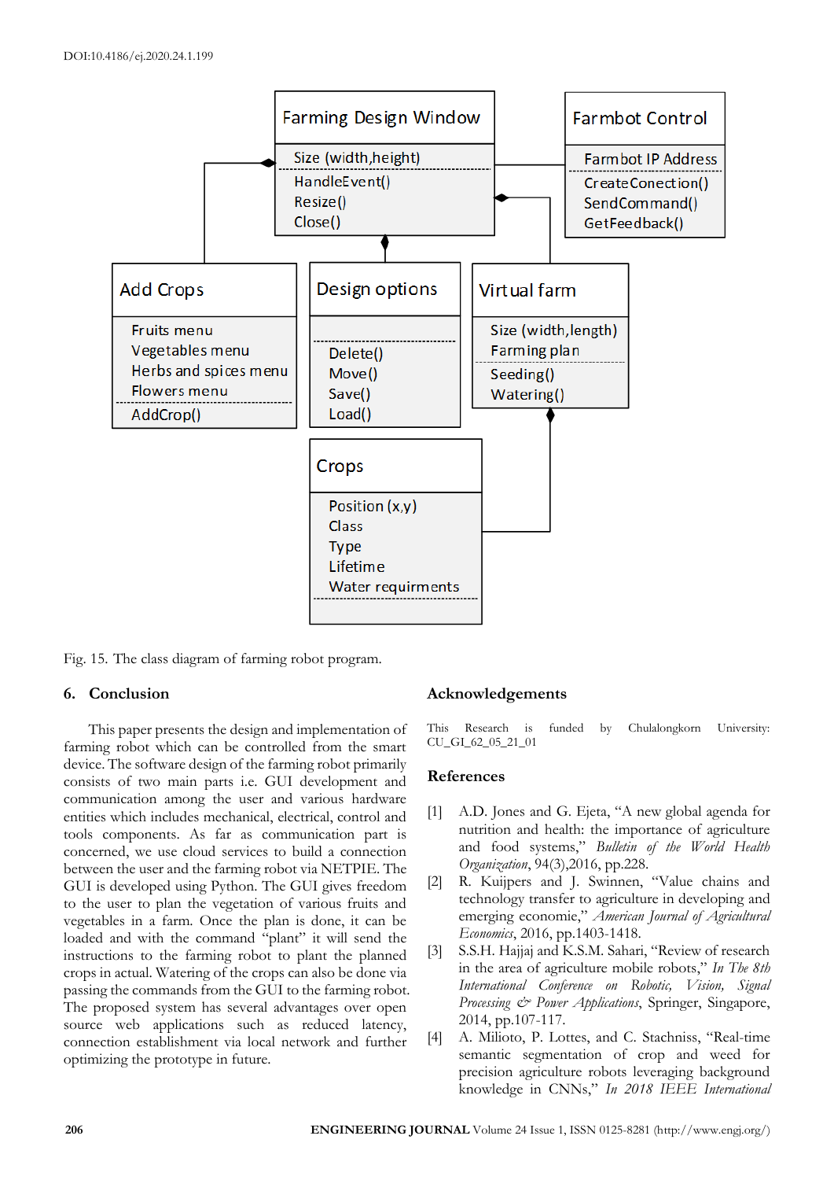Farming Design Window

Size (width,height)

HandleEvent()
Resize()
Close()

Farmbot Control

Farmbot IP Address

CreateConection()
SendCommand()
GetFeedback()

Add Crops

Fruits menu
Vegetables menu
Herbs and spices menu
Flowers menu

AddCrop()

Design options

Delete()
Move()
Save()
Load()

Virtual farm

Size (width,length)
Farming plan

Seeding()
Watering()

Crops

Position (x,y)
Class
Type
Lifetime
Water requirments

Fig. 15. The class diagram of farming robot program.

## 6. Conclusion

This paper presents the design and implementation of farming robot which can be controlled from the smart device. The software design of the farming robot primarily consists of two main parts i.e. GUI development and communication among the user and various hardware entities which includes mechanical, electrical, control and tools components. As far as communication part is concerned, we use cloud services to build a connection between the user and the farming robot via NETPIE. The GUI is developed using Python. The GUI gives freedom to the user to plan the vegetation of various fruits and vegetables in a farm. Once the plan is done, it can be loaded and with the command "plant" it will send the instructions to the farming robot to plant the planned crops in actual. Watering of the crops can also be done via passing the commands from the GUI to the farming robot. The proposed system has several advantages over open source web applications such as reduced latency, connection establishment via local network and further optimizing the prototype in future.

## Acknowledgements

This Research is funded by Chulalongkorn University: CU_GI_62_05_21_01

## References

[1] A.D. Jones and G. Ejeta, "A new global agenda for nutrition and health: the importance of agriculture and food systems," *Bulletin of the World Health Organization*, 94(3),2016, pp.228.

[2] R. Kuijpers and J. Swinnen, "Value chains and technology transfer to agriculture in developing and emerging economie," *American Journal of Agricultural Economics*, 2016, pp.1403-1418.

[3] S.S.H. Hajjaj and K.S.M. Sahari, "Review of research in the area of agriculture mobile robots," *In The 8th International Conference on Robotic, Vision, Signal Processing & Power Applications*, Springer, Singapore, 2014, pp.107-117.

[4] A. Milioto, P. Lottes, and C. Stachniss, "Real-time semantic segmentation of crop and weed for precision agriculture robots leveraging background knowledge in CNNs," *In 2018 IEEE International*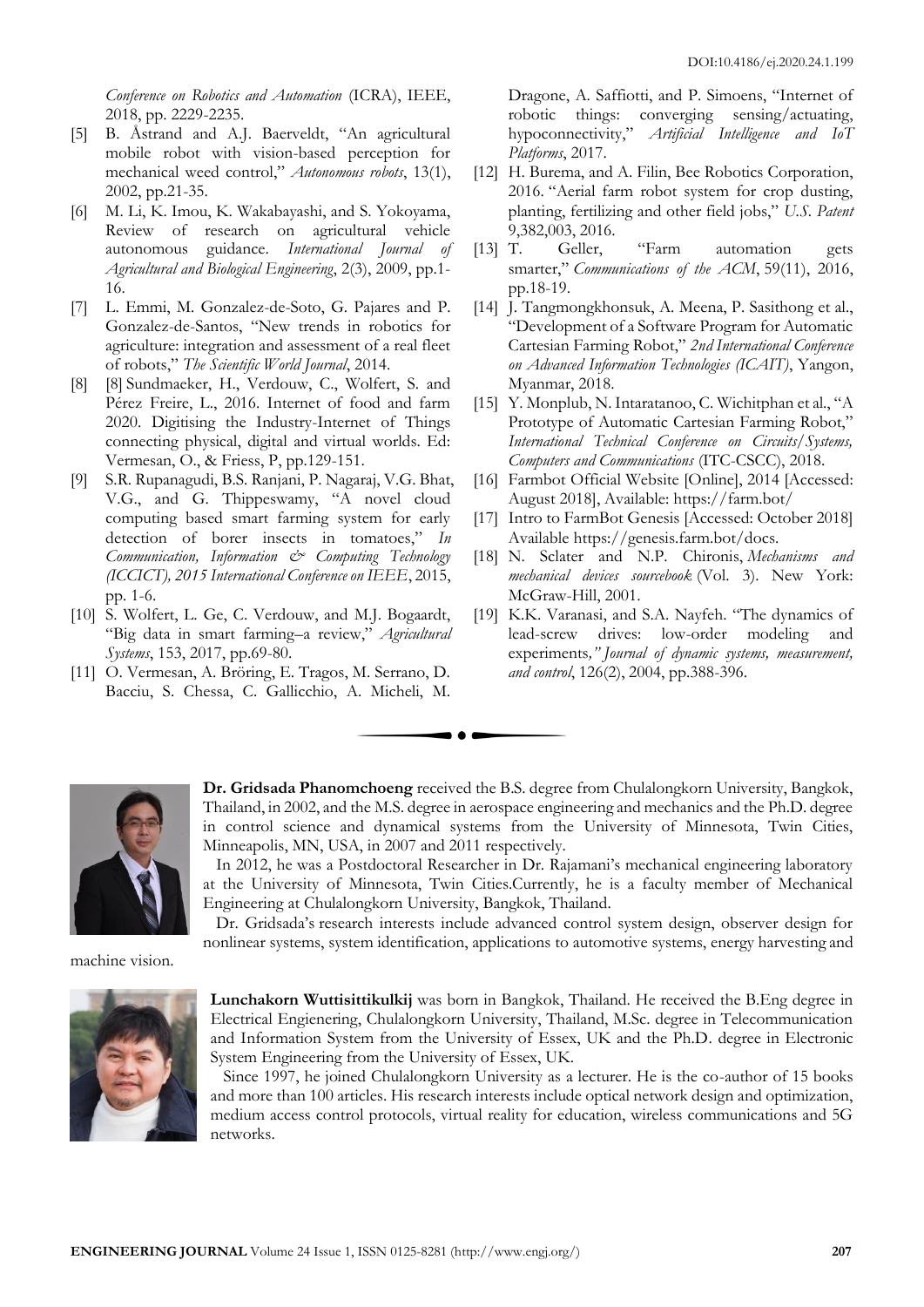*Conference on Robotics and Automation* (ICRA), IEEE, 2018, pp. 2229-2235.

[5] B. Åstrand and A.J. Baerveldt, "An agricultural mobile robot with vision-based perception for mechanical weed control," *Autonomous robots*, 13(1), 2002, pp.21-35.

[6] M. Li, K. Imou, K. Wakabayashi, and S. Yokoyama, Review of research on agricultural vehicle autonomous guidance. *International Journal of Agricultural and Biological Engineering*, 2(3), 2009, pp.1-16.

[7] L. Emmi, M. Gonzalez-de-Soto, G. Pajares and P. Gonzalez-de-Santos, "New trends in robotics for agriculture: integration and assessment of a real fleet of robots," *The Scientific World Journal*, 2014.

[8] [8] Sundmaeker, H., Verdouw, C., Wolfert, S. and Pérez Freire, L., 2016. Internet of food and farm 2020. Digitising the Industry-Internet of Things connecting physical, digital and virtual worlds. Ed: Vermesan, O., & Friess, P, pp.129-151.

[9] S.R. Rupanagudi, B.S. Ranjani, P. Nagaraj, V.G. Bhat, V.G., and G. Thippeswamy, "A novel cloud computing based smart farming system for early detection of borer insects in tomatoes," *In Communication, Information & Computing Technology (ICCICT), 2015 International Conference on IEEE*, 2015, pp. 1-6.

[10] S. Wolfert, L. Ge, C. Verdouw, and M.J. Bogaardt, "Big data in smart farming–a review," *Agricultural Systems*, 153, 2017, pp.69-80.

[11] O. Vermesan, A. Bröring, E. Tragos, M. Serrano, D. Bacciu, S. Chessa, C. Gallicchio, A. Micheli, M. Dragone, A. Saffiotti, and P. Simoens, "Internet of robotic things: converging sensing/actuating, hypoconnectivity," *Artificial Intelligence and IoT Platforms*, 2017.

[12] H. Burema, and A. Filin, Bee Robotics Corporation, 2016. "Aerial farm robot system for crop dusting, planting, fertilizing and other field jobs," *U.S. Patent* 9,382,003, 2016.

[13] T. Geller, "Farm automation gets smarter," *Communications of the ACM*, 59(11), 2016, pp.18-19.

[14] J. Tangmongkhonsuk, A. Meena, P. Sasithong et al., "Development of a Software Program for Automatic Cartesian Farming Robot," *2nd International Conference on Advanced Information Technologies (ICAIT)*, Yangon, Myanmar, 2018.

[15] Y. Monplub, N. Intaratanoo, C. Wichitphan et al., "A Prototype of Automatic Cartesian Farming Robot," *International Technical Conference on Circuits/Systems, Computers and Communications* (ITC-CSCC), 2018.

[16] Farmbot Official Website [Online], 2014 [Accessed: August 2018], Available: https://farm.bot/

[17] Intro to FarmBot Genesis [Accessed: October 2018] Available https://genesis.farm.bot/docs.

[18] N. Sclater and N.P. Chironis, *Mechanisms and mechanical devices sourcebook* (Vol. 3). New York: McGraw-Hill, 2001.

[19] K.K. Varanasi, and S.A. Nayfeh. "The dynamics of lead-screw drives: low-order modeling and experiments*," Journal of dynamic systems, measurement, and control*, 126(2), 2004, pp.388-396.

**Dr. Gridsada Phanomchoeng** received the B.S. degree from Chulalongkorn University, Bangkok, Thailand, in 2002, and the M.S. degree in aerospace engineering and mechanics and the Ph.D. degree in control science and dynamical systems from the University of Minnesota, Twin Cities, Minneapolis, MN, USA, in 2007 and 2011 respectively.

In 2012, he was a Postdoctoral Researcher in Dr. Rajamani's mechanical engineering laboratory at the University of Minnesota, Twin Cities.Currently, he is a faculty member of Mechanical Engineering at Chulalongkorn University, Bangkok, Thailand.

Dr. Gridsada's research interests include advanced control system design, observer design for nonlinear systems, system identification, applications to automotive systems, energy harvesting and machine vision.

**Lunchakorn Wuttisittikulkij** was born in Bangkok, Thailand. He received the B.Eng degree in Electrical Engienering, Chulalongkorn University, Thailand, M.Sc. degree in Telecommunication and Information System from the University of Essex, UK and the Ph.D. degree in Electronic System Engineering from the University of Essex, UK.

Since 1997, he joined Chulalongkorn University as a lecturer. He is the co-author of 15 books and more than 100 articles. His research interests include optical network design and optimization, medium access control protocols, virtual reality for education, wireless communications and 5G networks.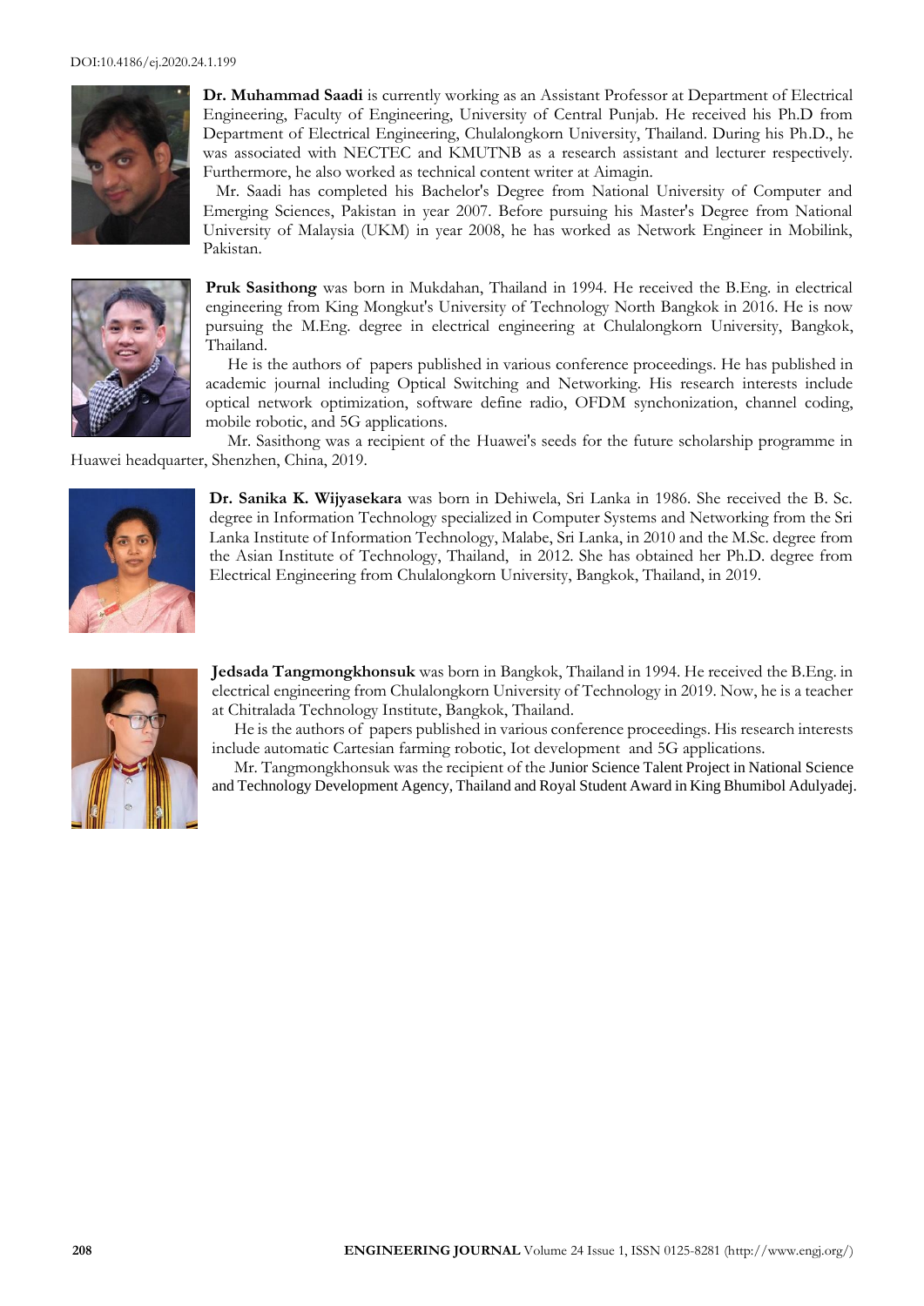**Dr. Muhammad Saadi** is currently working as an Assistant Professor at Department of Electrical Engineering, Faculty of Engineering, University of Central Punjab. He received his Ph.D from Department of Electrical Engineering, Chulalongkorn University, Thailand. During his Ph.D., he was associated with NECTEC and KMUTNB as a research assistant and lecturer respectively. Furthermore, he also worked as technical content writer at Aimagin.

Mr. Saadi has completed his Bachelor's Degree from National University of Computer and Emerging Sciences, Pakistan in year 2007. Before pursuing his Master's Degree from National University of Malaysia (UKM) in year 2008, he has worked as Network Engineer in Mobilink, Pakistan.

**Pruk Sasithong** was born in Mukdahan, Thailand in 1994. He received the B.Eng. in electrical engineering from King Mongkut's University of Technology North Bangkok in 2016. He is now pursuing the M.Eng. degree in electrical engineering at Chulalongkorn University, Bangkok, Thailand.

He is the authors of papers published in various conference proceedings. He has published in academic journal including Optical Switching and Networking. His research interests include optical network optimization, software define radio, OFDM synchonization, channel coding, mobile robotic, and 5G applications.

Mr. Sasithong was a recipient of the Huawei's seeds for the future scholarship programme in Huawei headquarter, Shenzhen, China, 2019.

**Dr. Sanika K. Wijyasekara** was born in Dehiwela, Sri Lanka in 1986. She received the B. Sc. degree in Information Technology specialized in Computer Systems and Networking from the Sri Lanka Institute of Information Technology, Malabe, Sri Lanka, in 2010 and the M.Sc. degree from the Asian Institute of Technology, Thailand, in 2012. She has obtained her Ph.D. degree from Electrical Engineering from Chulalongkorn University, Bangkok, Thailand, in 2019.

**Jedsada Tangmongkhonsuk** was born in Bangkok, Thailand in 1994. He received the B.Eng. in electrical engineering from Chulalongkorn University of Technology in 2019. Now, he is a teacher at Chitralada Technology Institute, Bangkok, Thailand.

He is the authors of papers published in various conference proceedings. His research interests include automatic Cartesian farming robotic, Iot development and 5G applications.

Mr. Tangmongkhonsuk was the recipient of the Junior Science Talent Project in National Science and Technology Development Agency, Thailand and Royal Student Award in King Bhumibol Adulyadej.